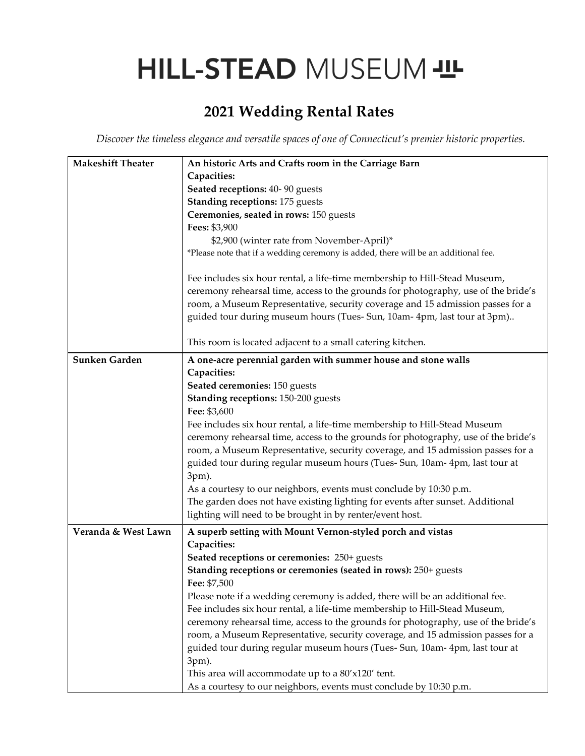# HILL-STEAD MUSEUM

## 2021 Wedding Rental Rates

*Discover the timeless elegance and versatile spaces of one of Connecticut's premier historic properties.*

| | |
|---|---|
| **Makeshift Theater** | **An historic Arts and Crafts room in the Carriage Barn**<br>**Capacities:**<br>**Seated receptions:** 40- 90 guests<br>**Standing receptions:** 175 guests<br>**Ceremonies, seated in rows:** 150 guests<br>**Fees:** $3,900<br>$2,900 (winter rate from November-April)*<br>*Please note that if a wedding ceremony is added, there will be an additional fee.<br><br>Fee includes six hour rental, a life-time membership to Hill-Stead Museum, ceremony rehearsal time, access to the grounds for photography, use of the bride's room, a Museum Representative, security coverage and 15 admission passes for a guided tour during museum hours (Tues- Sun, 10am- 4pm, last tour at 3pm)..<br><br>This room is located adjacent to a small catering kitchen. |
| **Sunken Garden** | **A one-acre perennial garden with summer house and stone walls**<br>**Capacities:**<br>**Seated ceremonies:** 150 guests<br>**Standing receptions:** 150-200 guests<br>**Fee:** $3,600<br>Fee includes six hour rental, a life-time membership to Hill-Stead Museum ceremony rehearsal time, access to the grounds for photography, use of the bride's room, a Museum Representative, security coverage, and 15 admission passes for a guided tour during regular museum hours (Tues- Sun, 10am- 4pm, last tour at 3pm).<br>As a courtesy to our neighbors, events must conclude by 10:30 p.m.<br>The garden does not have existing lighting for events after sunset. Additional lighting will need to be brought in by renter/event host. |
| **Veranda & West Lawn** | **A superb setting with Mount Vernon-styled porch and vistas**<br>**Capacities:**<br>**Seated receptions or ceremonies:** 250+ guests<br>**Standing receptions or ceremonies (seated in rows):** 250+ guests<br>**Fee:** $7,500<br>Please note if a wedding ceremony is added, there will be an additional fee.<br>Fee includes six hour rental, a life-time membership to Hill-Stead Museum, ceremony rehearsal time, access to the grounds for photography, use of the bride's room, a Museum Representative, security coverage, and 15 admission passes for a guided tour during regular museum hours (Tues- Sun, 10am- 4pm, last tour at 3pm).<br>This area will accommodate up to a 80'x120' tent.<br>As a courtesy to our neighbors, events must conclude by 10:30 p.m. |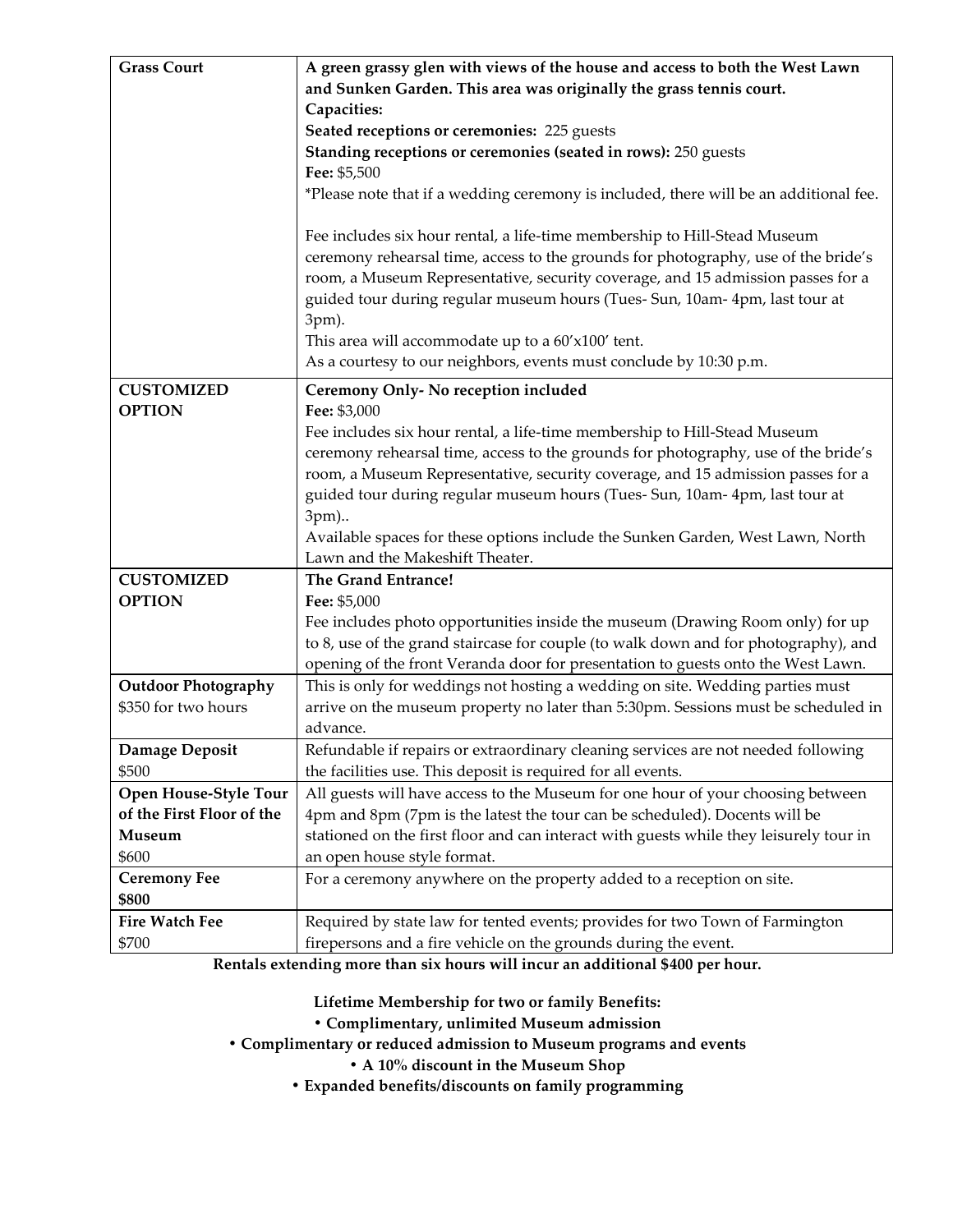| | |
|---|---|
| **Grass Court** | **A green grassy glen with views of the house and access to both the West Lawn and Sunken Garden. This area was originally the grass tennis court.**<br>**Capacities:**<br>**Seated receptions or ceremonies:** 225 guests<br>**Standing receptions or ceremonies (seated in rows):** 250 guests<br>**Fee:** $5,500<br>*Please note that if a wedding ceremony is included, there will be an additional fee.<br><br>Fee includes six hour rental, a life-time membership to Hill-Stead Museum ceremony rehearsal time, access to the grounds for photography, use of the bride's room, a Museum Representative, security coverage, and 15 admission passes for a guided tour during regular museum hours (Tues- Sun, 10am- 4pm, last tour at 3pm).<br>This area will accommodate up to a 60'x100' tent.<br>As a courtesy to our neighbors, events must conclude by 10:30 p.m. |
| **CUSTOMIZED OPTION** | **Ceremony Only- No reception included**<br>**Fee:** $3,000<br>Fee includes six hour rental, a life-time membership to Hill-Stead Museum ceremony rehearsal time, access to the grounds for photography, use of the bride's room, a Museum Representative, security coverage, and 15 admission passes for a guided tour during regular museum hours (Tues- Sun, 10am- 4pm, last tour at 3pm)..<br>Available spaces for these options include the Sunken Garden, West Lawn, North Lawn and the Makeshift Theater. |
| **CUSTOMIZED OPTION** | **The Grand Entrance!**<br>**Fee:** $5,000<br>Fee includes photo opportunities inside the museum (Drawing Room only) for up to 8, use of the grand staircase for couple (to walk down and for photography), and opening of the front Veranda door for presentation to guests onto the West Lawn. |
| **Outdoor Photography**<br>$350 for two hours | This is only for weddings not hosting a wedding on site. Wedding parties must arrive on the museum property no later than 5:30pm. Sessions must be scheduled in advance. |
| **Damage Deposit**<br>$500 | Refundable if repairs or extraordinary cleaning services are not needed following the facilities use. This deposit is required for all events. |
| **Open House-Style Tour of the First Floor of the Museum**<br>$600 | All guests will have access to the Museum for one hour of your choosing between 4pm and 8pm (7pm is the latest the tour can be scheduled). Docents will be stationed on the first floor and can interact with guests while they leisurely tour in an open house style format. |
| **Ceremony Fee**<br>**$800** | For a ceremony anywhere on the property added to a reception on site. |
| **Fire Watch Fee**<br>$700 | Required by state law for tented events; provides for two Town of Farmington firepersons and a fire vehicle on the grounds during the event. |

**Rentals extending more than six hours will incur an additional $400 per hour.**

**Lifetime Membership for two or family Benefits:**

- **Complimentary, unlimited Museum admission**
- **Complimentary or reduced admission to Museum programs and events**
- **A 10% discount in the Museum Shop**
- **Expanded benefits/discounts on family programming**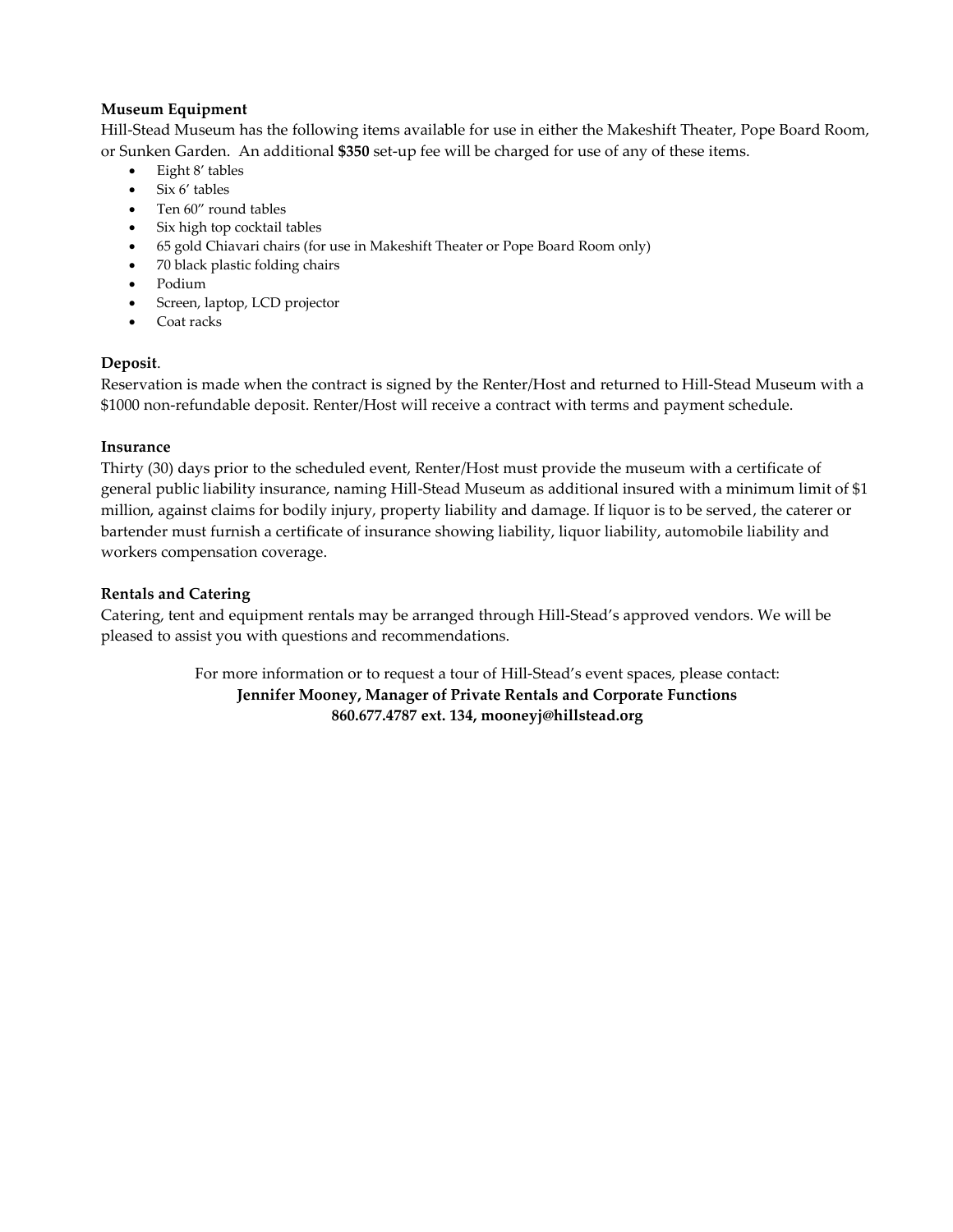**Museum Equipment**

Hill-Stead Museum has the following items available for use in either the Makeshift Theater, Pope Board Room, or Sunken Garden. An additional **$350** set-up fee will be charged for use of any of these items.

- Eight 8' tables
- Six 6' tables
- Ten 60" round tables
- Six high top cocktail tables
- 65 gold Chiavari chairs (for use in Makeshift Theater or Pope Board Room only)
- 70 black plastic folding chairs
- Podium
- Screen, laptop, LCD projector
- Coat racks

**Deposit**.

Reservation is made when the contract is signed by the Renter/Host and returned to Hill-Stead Museum with a $1000 non-refundable deposit. Renter/Host will receive a contract with terms and payment schedule.

**Insurance**

Thirty (30) days prior to the scheduled event, Renter/Host must provide the museum with a certificate of general public liability insurance, naming Hill-Stead Museum as additional insured with a minimum limit of $1 million, against claims for bodily injury, property liability and damage. If liquor is to be served, the caterer or bartender must furnish a certificate of insurance showing liability, liquor liability, automobile liability and workers compensation coverage.

**Rentals and Catering**

Catering, tent and equipment rentals may be arranged through Hill-Stead's approved vendors. We will be pleased to assist you with questions and recommendations.

For more information or to request a tour of Hill-Stead's event spaces, please contact:
**Jennifer Mooney, Manager of Private Rentals and Corporate Functions**
**860.677.4787 ext. 134, mooneyj@hillstead.org**